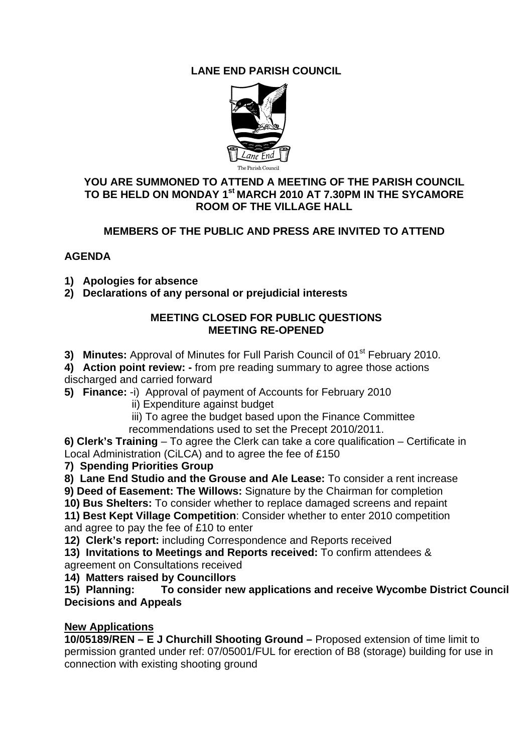# LANE END PARISH COUNCIL

Lane End

The Parish Council

**YOU ARE SUMMONED TO ATTEND A MEETING OF THE PARISH COUNCIL TO BE HELD ON MONDAY 1st MARCH 2010 AT 7.30PM IN THE SYCAMORE ROOM OF THE VILLAGE HALL**

**MEMBERS OF THE PUBLIC AND PRESS ARE INVITED TO ATTEND**

## AGENDA

1) **Apologies for absence**
2) **Declarations of any personal or prejudicial interests**

**MEETING CLOSED FOR PUBLIC QUESTIONS**
**MEETING RE-OPENED**

3) **Minutes:** Approval of Minutes for Full Parish Council of 01st February 2010.
4) **Action point review: -** from pre reading summary to agree those actions discharged and carried forward
5) **Finance:** -i) Approval of payment of Accounts for February 2010
   ii) Expenditure against budget
   iii) To agree the budget based upon the Finance Committee recommendations used to set the Precept 2010/2011.
6) **Clerk's Training** – To agree the Clerk can take a core qualification – Certificate in Local Administration (CiLCA) and to agree the fee of £150
7) **Spending Priorities Group**
8) **Lane End Studio and the Grouse and Ale Lease:** To consider a rent increase
9) **Deed of Easement: The Willows:** Signature by the Chairman for completion
10) **Bus Shelters:** To consider whether to replace damaged screens and repaint
11) **Best Kept Village Competition**: Consider whether to enter 2010 competition and agree to pay the fee of £10 to enter
12) **Clerk's report:** including Correspondence and Reports received
13) **Invitations to Meetings and Reports received:** To confirm attendees & agreement on Consultations received
14) **Matters raised by Councillors**
15) **Planning: To consider new applications and receive Wycombe District Council Decisions and Appeals**

**New Applications**

**10/05189/REN – E J Churchill Shooting Ground –** Proposed extension of time limit to permission granted under ref: 07/05001/FUL for erection of B8 (storage) building for use in connection with existing shooting ground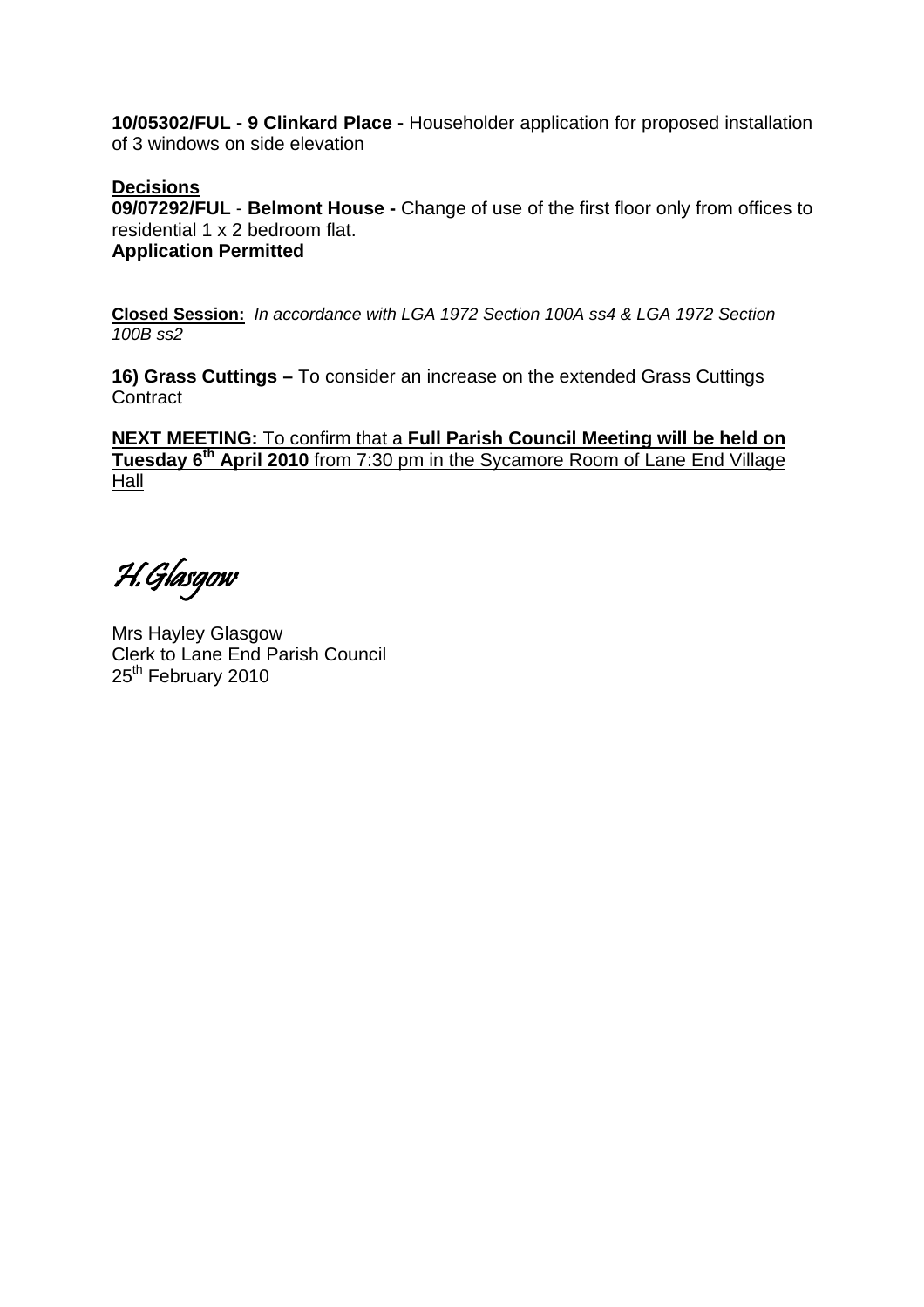**10/05302/FUL - 9 Clinkard Place -** Householder application for proposed installation of 3 windows on side elevation

**Decisions**

**09/07292/FUL** - **Belmont House -** Change of use of the first floor only from offices to residential 1 x 2 bedroom flat.
**Application Permitted**

**Closed Session:** *In accordance with LGA 1972 Section 100A ss4 & LGA 1972 Section 100B ss2*

**16) Grass Cuttings –** To consider an increase on the extended Grass Cuttings Contract

**NEXT MEETING:** To confirm that a **Full Parish Council Meeting will be held on Tuesday 6th April 2010** from 7:30 pm in the Sycamore Room of Lane End Village Hall

*H.Glasgow*

Mrs Hayley Glasgow
Clerk to Lane End Parish Council
25th February 2010